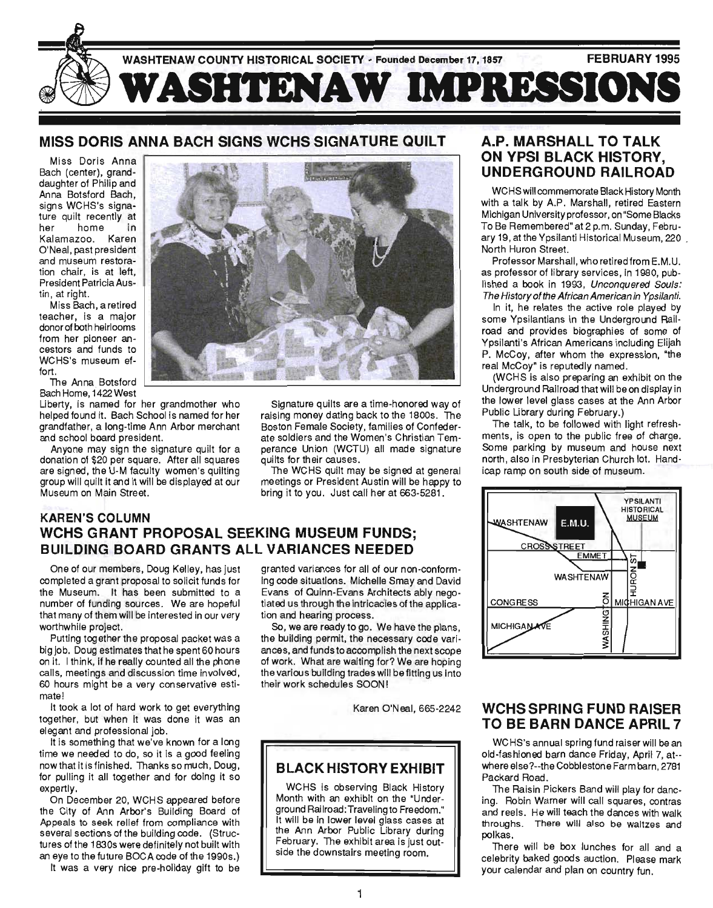WASHTENAW COUNTY HISTORICAL SOCIETY - Founded December 17, 1857 — FEBRUARY 1995

# WASHTENAW IMPRESSIONS

## MISS DORIS ANNA BACH SIGNS WCHS SIGNATURE QUILT

Miss Doris Anna Bach (center), granddaughter of Philip and Anna Botsford Bach, signs WCHS's signature quilt recently at her home in Kalamazoo. Karen O'Neal, past president and museum restoration chair, is at left, President Patricia Austin, at right.

Miss Bach, a retired teacher, is a major donor of both heirlooms from her pioneer ancestors and funds to WCHS's museum effort.

The Anna Botsford Bach Home, 1422 West Liberty, is named for her grandmother who helped found it. Bach School is named for her grandfather, a long-time Ann Arbor merchant and school board president.

Anyone may sign the signature quilt for a donation of $20 per square. After all squares are signed, the U-M faculty women's quilting group will quilt it and it will be displayed at our Museum on Main Street.

Signature quilts are a time-honored way of raising money dating back to the 1800s. The Boston Female Society, families of Confederate soldiers and the Women's Christian Temperance Union (WCTU) all made signature quilts for their causes.

The WCHS quilt may be signed at general meetings or President Austin will be happy to bring it to you. Just call her at 663-5281.

## KAREN'S COLUMN

## WCHS GRANT PROPOSAL SEEKING MUSEUM FUNDS; BUILDING BOARD GRANTS ALL VARIANCES NEEDED

One of our members, Doug Kelley, has just completed a grant proposal to solicit funds for the Museum. It has been submitted to a number of funding sources. We are hopeful that many of them will be interested in our very worthwhile project.

Putting together the proposal packet was a big job. Doug estimates that he spent 60 hours on it. I think, if he really counted all the phone calls, meetings and discussion time involved, 60 hours might be a very conservative estimate!

It took a lot of hard work to get everything together, but when it was done it was an elegant and professional job.

It is something that we've known for a long time we needed to do, so it is a good feeling now that it is finished. Thanks so much, Doug, for pulling it all together and for doing it so expertly.

On December 20, WCHS appeared before the City of Ann Arbor's Building Board of Appeals to seek relief from compliance with several sections of the building code. (Structures of the 1830s were definitely not built with an eye to the future BOCA code of the 1990s.)

It was a very nice pre-holiday gift to be granted variances for all of our non-conforming code situations. Michelle Smay and David Evans of Quinn-Evans Architects ably negotiated us through the intricacies of the application and hearing process.

So, we are ready to go. We have the plans, the building permit, the necessary code variances, and funds to accomplish the next scope of work. What are waiting for? We are hoping the various building trades will be fitting us into their work schedules SOON!

Karen O'Neal, 665-2242

## BLACK HISTORY EXHIBIT

WCHS is observing Black History Month with an exhibit on the "Underground Railroad: Traveling to Freedom." It will be in lower level glass cases at the Ann Arbor Public Library during February. The exhibit area is just outside the downstairs meeting room.

## A.P. MARSHALL TO TALK ON YPSI BLACK HISTORY, UNDERGROUND RAILROAD

WCHS will commemorate Black History Month with a talk by A.P. Marshall, retired Eastern Michigan University professor, on "Some Blacks To Be Remembered" at 2 p.m. Sunday, February 19, at the Ypsilanti Historical Museum, 220 North Huron Street.

Professor Marshall, who retired from E.M.U. as professor of library services, in 1980, published a book in 1993, *Unconquered Souls: The History of the African American in Ypsilanti.*

In it, he relates the active role played by some Ypsilantians in the Underground Railroad and provides biographies of some of Ypsilanti's African Americans including Elijah P. McCoy, after whom the expression, "the real McCoy" is reputedly named.

(WCHS is also preparing an exhibit on the Underground Railroad that will be on display in the lower level glass cases at the Ann Arbor Public Library during February.)

The talk, to be followed with light refreshments, is open to the public free of charge. Some parking by museum and house next north, also in Presbyterian Church lot. Handicap ramp on south side of museum.

## WCHS SPRING FUND RAISER TO BE BARN DANCE APRIL 7

WCHS's annual spring fund raiser will be an old-fashioned barn dance Friday, April 7, at--where else?--the Cobblestone Farm barn, 2781 Packard Road.

The Raisin Pickers Band will play for dancing. Robin Warner will call squares, contras and reels. He will teach the dances with walk throughs. There will also be waltzes and polkas.

There will be box lunches for all and a celebrity baked goods auction. Please mark your calendar and plan on country fun.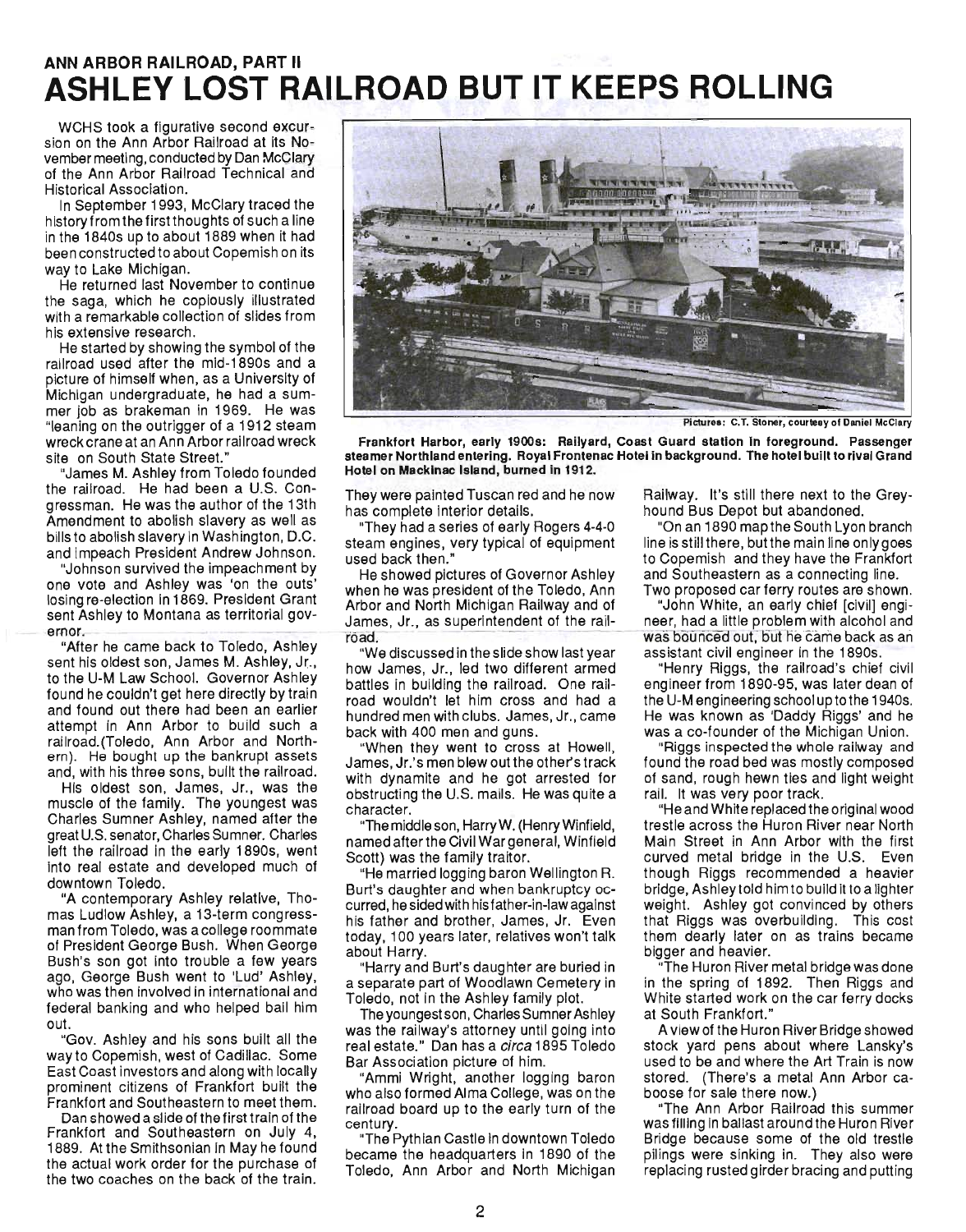ANN ARBOR RAILROAD, PART II

# ASHLEY LOST RAILROAD BUT IT KEEPS ROLLING

WCHS took a figurative second excursion on the Ann Arbor Railroad at its November meeting, conducted by Dan McClary of the Ann Arbor Railroad Technical and Historical Association.

In September 1993, McClary traced the history from the first thoughts of such a line in the 1840s up to about 1889 when it had been constructed to about Copemish on its way to Lake Michigan.

He returned last November to continue the saga, which he copiously illustrated with a remarkable collection of slides from his extensive research.

He started by showing the symbol of the railroad used after the mid-1890s and a picture of himself when, as a University of Michigan undergraduate, he had a summer job as brakeman in 1969. He was "leaning on the outrigger of a 1912 steam wreck crane at an Ann Arbor railroad wreck site on South State Street."

"James M. Ashley from Toledo founded the railroad. He had been a U.S. Congressman. He was the author of the 13th Amendment to abolish slavery as well as bills to abolish slavery in Washington, D.C. and impeach President Andrew Johnson.

"Johnson survived the impeachment by one vote and Ashley was 'on the outs' losing re-election in 1869. President Grant sent Ashley to Montana as territorial governor.

"After he came back to Toledo, Ashley sent his oldest son, James M. Ashley, Jr., to the U-M Law School. Governor Ashley found he couldn't get here directly by train and found out there had been an earlier attempt in Ann Arbor to build such a railroad.(Toledo, Ann Arbor and Northern). He bought up the bankrupt assets and, with his three sons, built the railroad.

His oldest son, James, Jr., was the muscle of the family. The youngest was Charles Sumner Ashley, named after the great U.S. senator, Charles Sumner. Charles left the railroad in the early 1890s, went into real estate and developed much of downtown Toledo.

"A contemporary Ashley relative, Thomas Ludlow Ashley, a 13-term congressman from Toledo, was a college roommate of President George Bush. When George Bush's son got into trouble a few years ago, George Bush went to 'Lud' Ashley, who was then involved in international and federal banking and who helped bail him out.

"Gov. Ashley and his sons built all the way to Copemish, west of Cadillac. Some East Coast investors and along with locally prominent citizens of Frankfort built the Frankfort and Southeastern to meet them.

Dan showed a slide of the first train of the Frankfort and Southeastern on July 4, 1889. At the Smithsonian in May he found the actual work order for the purchase of the two coaches on the back of the train.

Pictures: C.T. Stoner, courtesy of Daniel McClary

**Frankfort Harbor, early 1900s: Railyard, Coast Guard station in foreground. Passenger steamer Northland entering. Royal Frontenac Hotel in background. The hotel built to rival Grand Hotel on Mackinac Island, burned in 1912.**

They were painted Tuscan red and he now has complete interior details.

"They had a series of early Rogers 4-4-0 steam engines, very typical of equipment used back then."

He showed pictures of Governor Ashley when he was president of the Toledo, Ann Arbor and North Michigan Railway and of James, Jr., as superintendent of the railroad.

"We discussed in the slide show last year how James, Jr., led two different armed battles in building the railroad. One railroad wouldn't let him cross and had a hundred men with clubs. James, Jr., came back with 400 men and guns.

"When they went to cross at Howell, James, Jr.'s men blew out the other's track with dynamite and he got arrested for obstructing the U.S. mails. He was quite a character.

"The middle son, Harry W. (Henry Winfield, named after the Civil War general, Winfield Scott) was the family traitor.

"He married logging baron Wellington R. Burt's daughter and when bankruptcy occurred, he sided with his father-in-law against his father and brother, James, Jr. Even today, 100 years later, relatives won't talk about Harry.

"Harry and Burt's daughter are buried in a separate part of Woodlawn Cemetery in Toledo, not in the Ashley family plot.

The youngest son, Charles Sumner Ashley was the railway's attorney until going into real estate." Dan has a *circa* 1895 Toledo Bar Association picture of him.

"Ammi Wright, another logging baron who also formed Alma College, was on the railroad board up to the early turn of the century.

"The Pythian Castle in downtown Toledo became the headquarters in 1890 of the Toledo, Ann Arbor and North Michigan Railway. It's still there next to the Greyhound Bus Depot but abandoned.

"On an 1890 map the South Lyon branch line is still there, but the main line only goes to Copemish and they have the Frankfort and Southeastern as a connecting line. Two proposed car ferry routes are shown.

"John White, an early chief [civil] engineer, had a little problem with alcohol and was bounced out, but he came back as an assistant civil engineer in the 1890s.

"Henry Riggs, the railroad's chief civil engineer from 1890-95, was later dean of the U-M engineering school up to the 1940s. He was known as 'Daddy Riggs' and he was a co-founder of the Michigan Union.

"Riggs inspected the whole railway and found the road bed was mostly composed of sand, rough hewn ties and light weight rail. It was very poor track.

"He and White replaced the original wood trestle across the Huron River near North Main Street in Ann Arbor with the first curved metal bridge in the U.S. Even though Riggs recommended a heavier bridge, Ashley told him to build it to a lighter weight. Ashley got convinced by others that Riggs was overbuilding. This cost them dearly later on as trains became bigger and heavier.

"The Huron River metal bridge was done in the spring of 1892. Then Riggs and White started work on the car ferry docks at South Frankfort."

A view of the Huron River Bridge showed stock yard pens about where Lansky's used to be and where the Art Train is now stored. (There's a metal Ann Arbor caboose for sale there now.)

"The Ann Arbor Railroad this summer was filling in ballast around the Huron River Bridge because some of the old trestle pilings were sinking in. They also were replacing rusted girder bracing and putting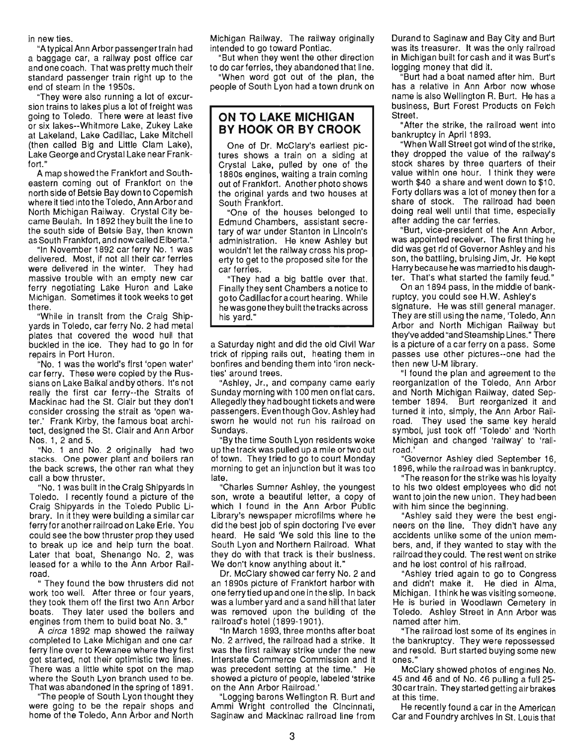in new ties.

"A typical Ann Arbor passenger train had a baggage car, a railway post office car and one coach. That was pretty much their standard passenger train right up to the end of steam in the 1950s.

"They were also running a lot of excursion trains to lakes plus a lot of freight was going to Toledo. There were at least five or six lakes--Whitmore Lake, Zukey Lake at Lakeland, Lake Cadillac, Lake Mitchell (then called Big and Little Clam Lake), Lake George and Crystal Lake near Frankfort."

A map showed the Frankfort and Southeastern coming out of Frankfort on the north side of Betsie Bay down to Copemish where it tied into the Toledo, Ann Arbor and North Michigan Railway. Crystal City became Beulah. In 1892 they built the line to the south side of Betsie Bay, then known as South Frankfort, and now called Elberta."

"In November 1892 car ferry No. 1 was delivered. Most, if not all their car ferries were delivered in the winter. They had massive trouble with an empty new car ferry negotiating Lake Huron and Lake Michigan. Sometimes it took weeks to get there.

"While in transit from the Craig Shipyards in Toledo, car ferry No. 2 had metal plates that covered the wood hull that buckled in the ice. They had to go in for repairs in Port Huron.

"No. 1 was the world's first 'open water' car ferry. These were copied by the Russians on Lake Baikal and by others. It's not really the first car ferry--the Straits of Mackinac had the St. Clair but they don't consider crossing the strait as 'open water.' Frank Kirby, the famous boat architect, designed the St. Clair and Ann Arbor Nos. 1, 2 and 5.

"No. 1 and No. 2 originally had two stacks. One power plant and boilers ran the back screws, the other ran what they call a bow thruster.

"No. 1 was built in the Craig Shipyards in Toledo. I recently found a picture of the Craig Shipyards in the Toledo Public Library. In it they were building a similar car ferry for another railroad on Lake Erie. You could see the bow thruster prop they used to break up ice and help turn the boat. Later that boat, Shenango No. 2, was leased for a while to the Ann Arbor Railroad.

" They found the bow thrusters did not work too well. After three or four years, they took them off the first two Ann Arbor boats. They later used the boilers and engines from them to build boat No. 3."

A *circa* 1892 map showed the railway completed to Lake Michigan and one car ferry line over to Kewanee where they first got started, not their optimistic two lines. There was a little white spot on the map where the South Lyon branch used to be. That was abandoned in the spring of 1891.

"The people of South Lyon thought they were going to be the repair shops and home of the Toledo, Ann Arbor and North Michigan Railway. The railway originally intended to go toward Pontiac.

"But when they went the other direction to do car ferries, they abandoned that line.

"When word got out of the plan, the people of South Lyon had a town drunk on a Saturday night and did the old Civil War trick of ripping rails out, heating them in bonfires and bending them into 'iron neckties' around trees.

"Ashley, Jr., and company came early Sunday morning with 100 men on flat cars. Allegedly they had bought tickets and were passengers. Even though Gov. Ashley had sworn he would not run his railroad on Sundays.

"By the time South Lyon residents woke up the track was pulled up a mile or two out of town. They tried to go to court Monday morning to get an injunction but it was too late.

"Charles Sumner Ashley, the youngest son, wrote a beautiful letter, a copy of which I found in the Ann Arbor Public Library's newspaper microfilms where he did the best job of spin doctoring I've ever heard. He said 'We sold this line to the South Lyon and Northern Railroad. What they do with that track is their business. We don't know anything about it."

Dr. McClary showed car ferry No. 2 and an 1890s picture of Frankfort harbor with one ferry tied up and one in the slip. In back was a lumber yard and a sand hill that later was removed upon the building of the railroad's hotel (1899-1901).

"In March 1893, three months after boat No. 2 arrived, the railroad had a strike. It was the first railway strike under the new Interstate Commerce Commission and it was precedent setting at the time." He showed a picture of people, labeled 'strike on the Ann Arbor Railroad.'

"Logging barons Wellington R. Burt and Ammi Wright controlled the Cincinnati, Saginaw and Mackinac railroad line from Durand to Saginaw and Bay City and Burt was its treasurer. It was the only railroad in Michigan built for cash and it was Burt's logging money that did it.

"Burt had a boat named after him. Burt has a relative in Ann Arbor now whose name is also Wellington R. Burt. He has a business, Burt Forest Products on Felch Street.

"After the strike, the railroad went into bankruptcy in April 1893.

"When Wall Street got wind of the strike, they dropped the value of the railway's stock shares by three quarters of their value within one hour. I think they were worth $40 a share and went down to $10. Forty dollars was a lot of money then for a share of stock. The railroad had been doing real well until that time, especially after adding the car ferries.

"Burt, vice-president of the Ann Arbor, was appointed receiver. The first thing he did was get rid of Governor Ashley and his son, the battling, bruising Jim, Jr. He kept Harry because he was married to his daughter. That's what started the family feud."

On an 1894 pass, in the middle of bankruptcy, you could see H.W. Ashley's signature. He was still general manager. They are still using the name, 'Toledo, Ann Arbor and North Michigan Railway but they've added "and Steamship Lines." There is a picture of a car ferry on a pass. Some passes use other pictures--one had the then new U-M library.

"I found the plan and agreement to the reorganization of the Toledo, Ann Arbor and North Michigan Railway, dated September 1894. Burt reorganized it and turned it into, simply, the Ann Arbor Railroad. They used the same key herald symbol, just took off 'Toledo' and 'North Michigan and changed 'railway' to 'railroad.'

"Governor Ashley died September 16, 1896, while the railroad was in bankruptcy.

"The reason for the strike was his loyalty to his two oldest employees who did not want to join the new union. They had been with him since the beginning.

"Ashley said they were the best engineers on the line. They didn't have any accidents unlike some of the union members, and, if they wanted to stay with the railroad they could. The rest went on strike and he lost control of his railroad.

"Ashley tried again to go to Congress and didn't make it. He died in Alma, Michigan. I think he was visiting someone. He is buried in Woodlawn Cemetery in Toledo. Ashley Street in Ann Arbor was named after him.

"The railroad lost some of its engines in the bankruptcy. They were repossessed and resold. Burt started buying some new ones."

McClary showed photos of engines No. 45 and 46 and of No. 46 pulling a full 25-30 car train. They started getting air brakes at this time.

He recently found a car in the American Car and Foundry archives in St. Louis that

## ON TO LAKE MICHIGAN BY HOOK OR BY CROOK

One of Dr. McClary's earliest pictures shows a train on a siding at Crystal Lake, pulled by one of the 1880s engines, waiting a train coming out of Frankfort. Another photo shows the original yards and two houses at South Frankfort.

"One of the houses belonged to Edmund Chambers, assistant secretary of war under Stanton in Lincoln's administration. He knew Ashley but wouldn't let the railway cross his property to get to the proposed site for the car ferries.

"They had a big battle over that. Finally they sent Chambers a notice to go to Cadillac for a court hearing. While he was gone they built the tracks across his yard."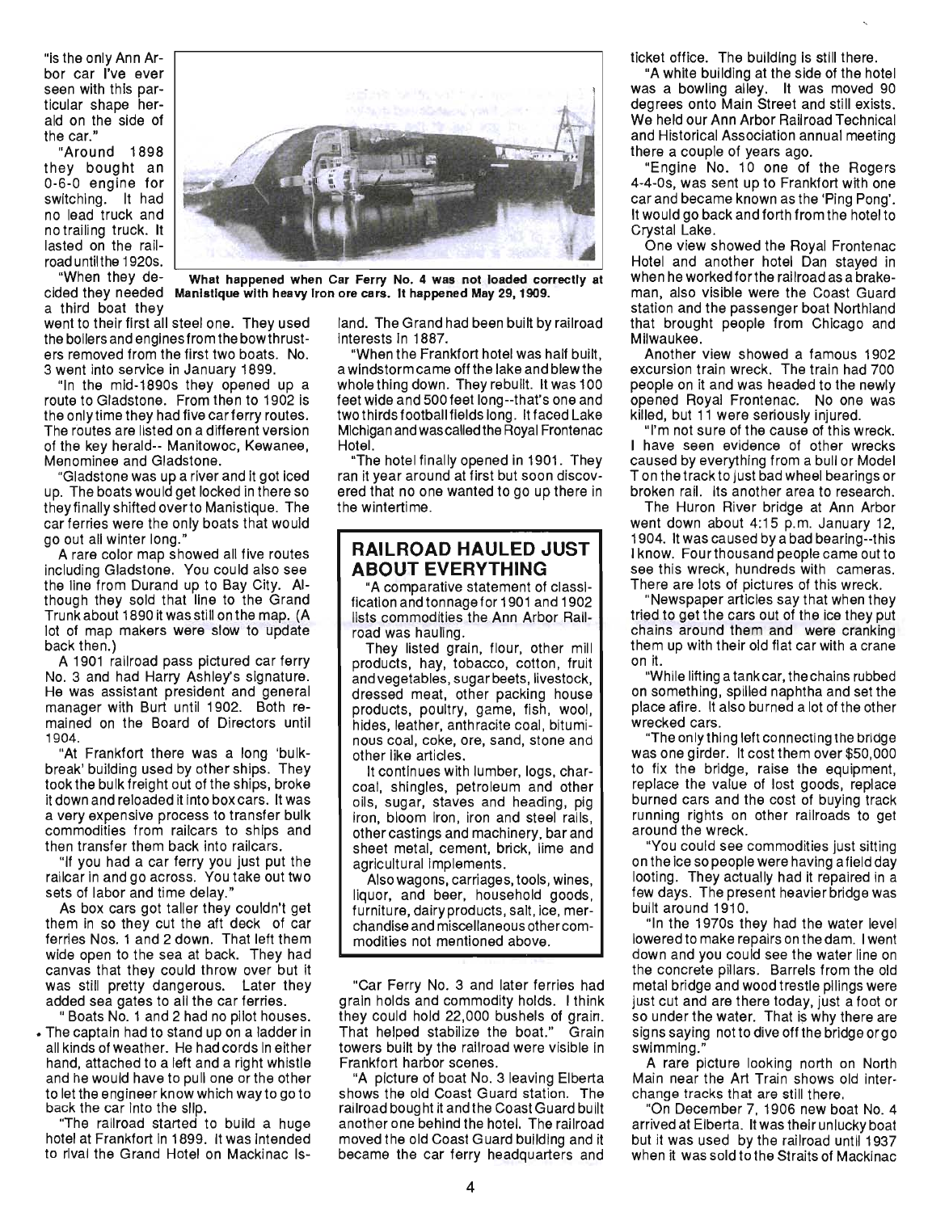"is the only Ann Arbor car I've ever seen with this particular shape herald on the side of the car."

"Around 1898 they bought an 0-6-0 engine for switching. It had no lead truck and no trailing truck. It lasted on the railroad until the 1920s.

"When they decided they needed a third boat they went to their first all steel one. They used the boilers and engines from the bow thrusters removed from the first two boats. No. 3 went into service in January 1899.

"In the mid-1890s they opened up a route to Gladstone. From then to 1902 is the only time they had five car ferry routes. The routes are listed on a different version of the key herald-- Manitowoc, Kewanee, Menominee and Gladstone.

"Gladstone was up a river and it got iced up. The boats would get locked in there so they finally shifted over to Manistique. The car ferries were the only boats that would go out all winter long."

A rare color map showed all five routes including Gladstone. You could also see the line from Durand up to Bay City. Although they sold that line to the Grand Trunk about 1890 it was still on the map. (A lot of map makers were slow to update back then.)

A 1901 railroad pass pictured car ferry No. 3 and had Harry Ashley's signature. He was assistant president and general manager with Burt until 1902. Both remained on the Board of Directors until 1904.

"At Frankfort there was a long 'bulk-break' building used by other ships. They took the bulk freight out of the ships, broke it down and reloaded it into box cars. It was a very expensive process to transfer bulk commodities from railcars to ships and then transfer them back into railcars.

"If you had a car ferry you just put the railcar in and go across. You take out two sets of labor and time delay."

As box cars got taller they couldn't get them in so they cut the aft deck of car ferries Nos. 1 and 2 down. That left them wide open to the sea at back. They had canvas that they could throw over but it was still pretty dangerous. Later they added sea gates to all the car ferries.

"Boats No. 1 and 2 had no pilot houses. The captain had to stand up on a ladder in all kinds of weather. He had cords in either hand, attached to a left and a right whistle and he would have to pull one or the other to let the engineer know which way to go to back the car into the slip.

"The railroad started to build a huge hotel at Frankfort in 1899. It was intended to rival the Grand Hotel on Mackinac Island. The Grand had been built by railroad interests in 1887.

What happened when Car Ferry No. 4 was not loaded correctly at Manistique with heavy iron ore cars. It happened May 29, 1909.

"When the Frankfort hotel was half built, a windstorm came off the lake and blew the whole thing down. They rebuilt. It was 100 feet wide and 500 feet long--that's one and two thirds football fields long. It faced Lake Michigan and was called the Royal Frontenac Hotel.

"The hotel finally opened in 1901. They ran it year around at first but soon discovered that no one wanted to go up there in the wintertime.

## RAILROAD HAULED JUST ABOUT EVERYTHING

"A comparative statement of classification and tonnage for 1901 and 1902 lists commodities the Ann Arbor Railroad was hauling.

They listed grain, flour, other mill products, hay, tobacco, cotton, fruit and vegetables, sugar beets, livestock, dressed meat, other packing house products, poultry, game, fish, wool, hides, leather, anthracite coal, bituminous coal, coke, ore, sand, stone and other like articles.

It continues with lumber, logs, charcoal, shingles, petroleum and other oils, sugar, staves and heading, pig iron, bloom iron, iron and steel rails, other castings and machinery, bar and sheet metal, cement, brick, lime and agricultural implements.

Also wagons, carriages, tools, wines, liquor, and beer, household goods, furniture, dairy products, salt, ice, merchandise and miscellaneous other commodities not mentioned above.

"Car Ferry No. 3 and later ferries had grain holds and commodity holds. I think they could hold 22,000 bushels of grain. That helped stabilize the boat." Grain towers built by the railroad were visible in Frankfort harbor scenes.

"A picture of boat No. 3 leaving Elberta shows the old Coast Guard station. The railroad bought it and the Coast Guard built another one behind the hotel. The railroad moved the old Coast Guard building and it became the car ferry headquarters and ticket office. The building is still there.

"A white building at the side of the hotel was a bowling alley. It was moved 90 degrees onto Main Street and still exists. We held our Ann Arbor Railroad Technical and Historical Association annual meeting there a couple of years ago.

"Engine No. 10 one of the Rogers 4-4-0s, was sent up to Frankfort with one car and became known as the 'Ping Pong'. It would go back and forth from the hotel to Crystal Lake.

One view showed the Royal Frontenac Hotel and another hotel Dan stayed in when he worked for the railroad as a brakeman, also visible were the Coast Guard station and the passenger boat Northland that brought people from Chicago and Milwaukee.

Another view showed a famous 1902 excursion train wreck. The train had 700 people on it and was headed to the newly opened Royal Frontenac. No one was killed, but 11 were seriously injured.

"I'm not sure of the cause of this wreck. I have seen evidence of other wrecks caused by everything from a bull or Model T on the track to just bad wheel bearings or broken rail. Its another area to research.

The Huron River bridge at Ann Arbor went down about 4:15 p.m. January 12, 1904. It was caused by a bad bearing--this I know. Four thousand people came out to see this wreck, hundreds with cameras. There are lots of pictures of this wreck.

"Newspaper articles say that when they tried to get the cars out of the ice they put chains around them and were cranking them up with their old flat car with a crane on it.

"While lifting a tank car, the chains rubbed on something, spilled naphtha and set the place afire. It also burned a lot of the other wrecked cars.

"The only thing left connecting the bridge was one girder. It cost them over $50,000 to fix the bridge, raise the equipment, replace the value of lost goods, replace burned cars and the cost of buying track running rights on other railroads to get around the wreck.

"You could see commodities just sitting on the ice so people were having a field day looting. They actually had it repaired in a few days. The present heavier bridge was built around 1910.

"In the 1970s they had the water level lowered to make repairs on the dam. I went down and you could see the water line on the concrete pillars. Barrels from the old metal bridge and wood trestle pilings were just cut and are there today, just a foot or so under the water. That is why there are signs saying not to dive off the bridge or go swimming."

A rare picture looking north on North Main near the Art Train shows old interchange tracks that are still there.

"On December 7, 1906 new boat No. 4 arrived at Elberta. It was their unlucky boat but it was used by the railroad until 1937 when it was sold to the Straits of Mackinac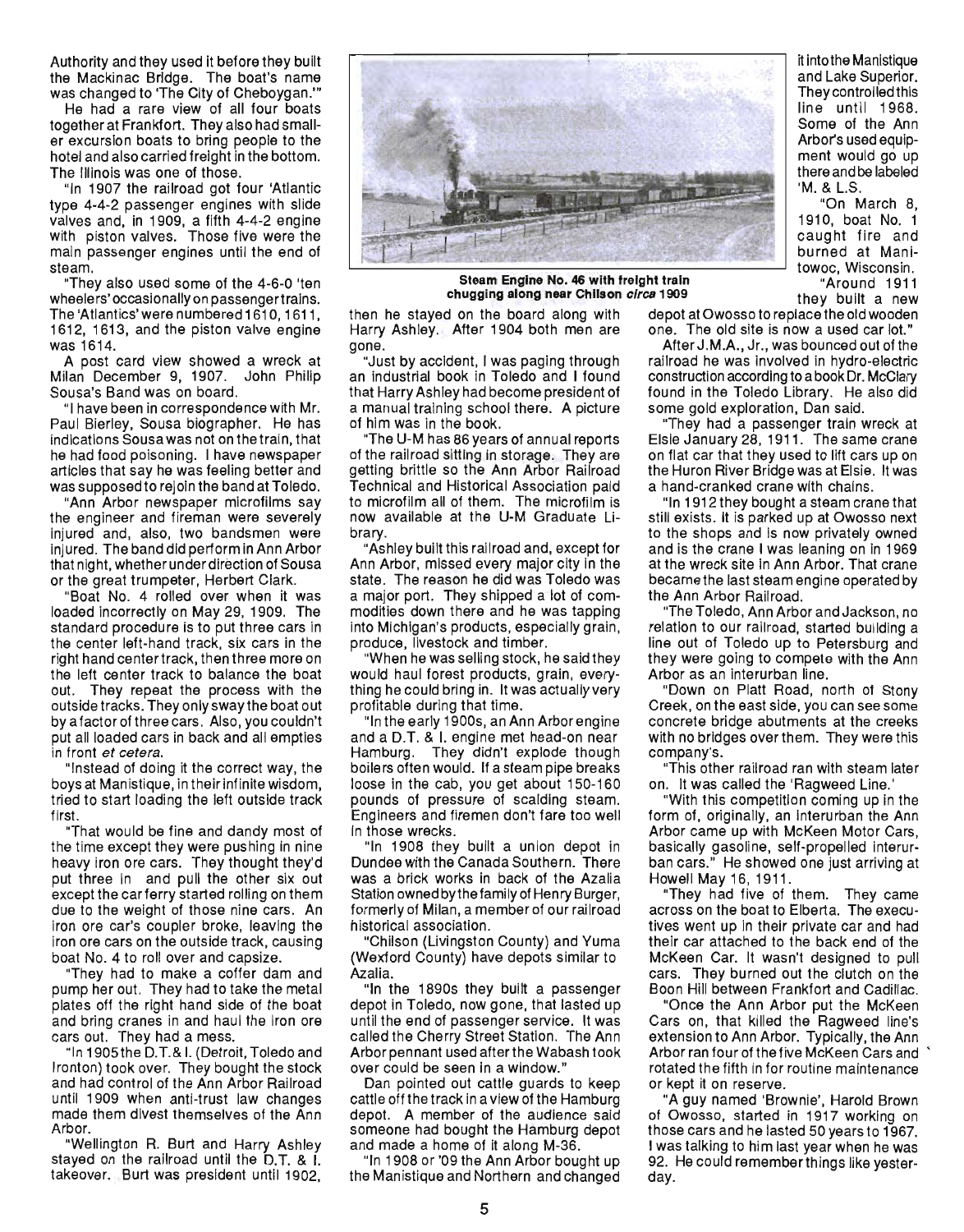Authority and they used it before they built the Mackinac Bridge. The boat's name was changed to 'The City of Cheboygan.'"

He had a rare view of all four boats together at Frankfort. They also had smaller excursion boats to bring people to the hotel and also carried freight in the bottom. The Illinois was one of those.

"In 1907 the railroad got four 'Atlantic type 4-4-2 passenger engines with slide valves and, in 1909, a fifth 4-4-2 engine with piston valves. Those five were the main passenger engines until the end of steam.

"They also used some of the 4-6-0 'ten wheelers' occasionally on passenger trains. The 'Atlantics' were numbered 1610, 1611, 1612, 1613, and the piston valve engine was 1614.

A post card view showed a wreck at Milan December 9, 1907. John Philip Sousa's Band was on board.

"I have been in correspondence with Mr. Paul Bierley, Sousa biographer. He has indications Sousa was not on the train, that he had food poisoning. I have newspaper articles that say he was feeling better and was supposed to rejoin the band at Toledo.

"Ann Arbor newspaper microfilms say the engineer and fireman were severely injured and, also, two bandsmen were injured. The band did perform in Ann Arbor that night, whether under direction of Sousa or the great trumpeter, Herbert Clark.

"Boat No. 4 rolled over when it was loaded incorrectly on May 29, 1909. The standard procedure is to put three cars in the center left-hand track, six cars in the right hand center track, then three more on the left center track to balance the boat out. They repeat the process with the outside tracks. They only sway the boat out by a factor of three cars. Also, you couldn't put all loaded cars in back and all empties in front *et cetera*.

"Instead of doing it the correct way, the boys at Manistique, in their infinite wisdom, tried to start loading the left outside track first.

"That would be fine and dandy most of the time except they were pushing in nine heavy iron ore cars. They thought they'd put three in and pull the other six out except the car ferry started rolling on them due to the weight of those nine cars. An iron ore car's coupler broke, leaving the iron ore cars on the outside track, causing boat No. 4 to roll over and capsize.

"They had to make a coffer dam and pump her out. They had to take the metal plates off the right hand side of the boat and bring cranes in and haul the iron ore cars out. They had a mess.

"In 1905 the D.T. & I. (Detroit, Toledo and Ironton) took over. They bought the stock and had control of the Ann Arbor Railroad until 1909 when anti-trust law changes made them divest themselves of the Ann Arbor.

"Wellington R. Burt and Harry Ashley stayed on the railroad until the D.T. & I. takeover. Burt was president until 1902, then he stayed on the board along with Harry Ashley. After 1904 both men are gone.

**Steam Engine No. 46 with freight train chugging along near Chilson *circa* 1909**

"Just by accident, I was paging through an industrial book in Toledo and I found that Harry Ashley had become president of a manual training school there. A picture of him was in the book.

"The U-M has 86 years of annual reports of the railroad sitting in storage. They are getting brittle so the Ann Arbor Railroad Technical and Historical Association paid to microfilm all of them. The microfilm is now available at the U-M Graduate Library.

"Ashley built this railroad and, except for Ann Arbor, missed every major city in the state. The reason he did was Toledo was a major port. They shipped a lot of commodities down there and he was tapping into Michigan's products, especially grain, produce, livestock and timber.

"When he was selling stock, he said they would haul forest products, grain, everything he could bring in. It was actually very profitable during that time.

"In the early 1900s, an Ann Arbor engine and a D.T. & I. engine met head-on near Hamburg. They didn't explode though boilers often would. If a steam pipe breaks loose in the cab, you get about 150-160 pounds of pressure of scalding steam. Engineers and firemen don't fare too well in those wrecks.

"In 1908 they built a union depot in Dundee with the Canada Southern. There was a brick works in back of the Azalia Station owned by the family of Henry Burger, formerly of Milan, a member of our railroad historical association.

"Chilson (Livingston County) and Yuma (Wexford County) have depots similar to Azalia.

"In the 1890s they built a passenger depot in Toledo, now gone, that lasted up until the end of passenger service. It was called the Cherry Street Station. The Ann Arbor pennant used after the Wabash took over could be seen in a window."

Dan pointed out cattle guards to keep cattle off the track in a view of the Hamburg depot. A member of the audience said someone had bought the Hamburg depot and made a home of it along M-36.

"In 1908 or '09 the Ann Arbor bought up the Manistique and Northern and changed it into the Manistique and Lake Superior. They controlled this line until 1968. Some of the Ann Arbor's used equipment would go up there and be labeled 'M. & L.S.

"On March 8, 1910, boat No. 1 caught fire and burned at Manitowoc, Wisconsin.

"Around 1911 they built a new depot at Owosso to replace the old wooden one. The old site is now a used car lot."

After J.M.A., Jr., was bounced out of the railroad he was involved in hydro-electric construction according to a book Dr. McClary found in the Toledo Library. He also did some gold exploration, Dan said.

"They had a passenger train wreck at Elsie January 28, 1911. The same crane on flat car that they used to lift cars up on the Huron River Bridge was at Elsie. It was a hand-cranked crane with chains.

"In 1912 they bought a steam crane that still exists. It is parked up at Owosso next to the shops and is now privately owned and is the crane I was leaning on in 1969 at the wreck site in Ann Arbor. That crane became the last steam engine operated by the Ann Arbor Railroad.

"The Toledo, Ann Arbor and Jackson, no relation to our railroad, started building a line out of Toledo up to Petersburg and they were going to compete with the Ann Arbor as an interurban line.

"Down on Platt Road, north of Stony Creek, on the east side, you can see some concrete bridge abutments at the creeks with no bridges over them. They were this company's.

"This other railroad ran with steam later on. It was called the 'Ragweed Line.'

"With this competition coming up in the form of, originally, an interurban the Ann Arbor came up with McKeen Motor Cars, basically gasoline, self-propelled interurban cars." He showed one just arriving at Howell May 16, 1911.

"They had five of them. They came across on the boat to Elberta. The executives went up in their private car and had their car attached to the back end of the McKeen Car. It wasn't designed to pull cars. They burned out the clutch on the Boon Hill between Frankfort and Cadillac.

"Once the Ann Arbor put the McKeen Cars on, that killed the Ragweed line's extension to Ann Arbor. Typically, the Ann Arbor ran four of the five McKeen Cars and rotated the fifth in for routine maintenance or kept it on reserve.

"A guy named 'Brownie', Harold Brown of Owosso, started in 1917 working on those cars and he lasted 50 years to 1967. I was talking to him last year when he was 92. He could remember things like yesterday.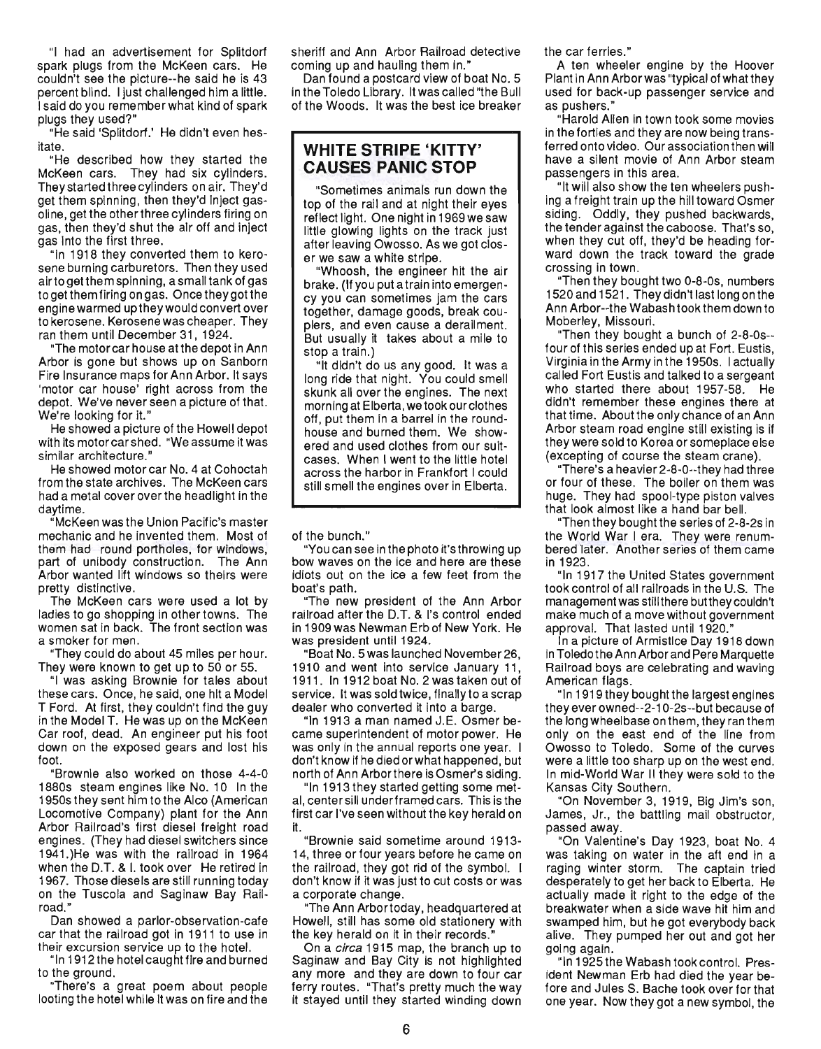"I had an advertisement for Splitdorf spark plugs from the McKeen cars. He couldn't see the picture--he said he is 43 percent blind. I just challenged him a little. I said do you remember what kind of spark plugs they used?"

"He said 'Splitdorf.' He didn't even hesitate.

"He described how they started the McKeen cars. They had six cylinders. They started three cylinders on air. They'd get them spinning, then they'd inject gasoline, get the other three cylinders firing on gas, then they'd shut the air off and inject gas into the first three.

"In 1918 they converted them to kerosene burning carburetors. Then they used air to get them spinning, a small tank of gas to get them firing on gas. Once they got the engine warmed up they would convert over to kerosene. Kerosene was cheaper. They ran them until December 31, 1924.

"The motor car house at the depot in Ann Arbor is gone but shows up on Sanborn Fire Insurance maps for Ann Arbor. It says 'motor car house' right across from the depot. We've never seen a picture of that. We're looking for it."

He showed a picture of the Howell depot with its motor car shed. "We assume it was similar architecture."

He showed motor car No. 4 at Cohoctah from the state archives. The McKeen cars had a metal cover over the headlight in the daytime.

"McKeen was the Union Pacific's master mechanic and he invented them. Most of them had round portholes, for windows, part of unibody construction. The Ann Arbor wanted lift windows so theirs were pretty distinctive.

The McKeen cars were used a lot by ladies to go shopping in other towns. The women sat in back. The front section was a smoker for men.

"They could do about 45 miles per hour. They were known to get up to 50 or 55.

"I was asking Brownie for tales about these cars. Once, he said, one hit a Model T Ford. At first, they couldn't find the guy in the Model T. He was up on the McKeen Car roof, dead. An engineer put his foot down on the exposed gears and lost his foot.

"Brownie also worked on those 4-4-0 1880s steam engines like No. 10. In the 1950s they sent him to the Alco (American Locomotive Company) plant for the Ann Arbor Railroad's first diesel freight road engines. (They had diesel switchers since 1941.)He was with the railroad in 1964 when the D.T. & I. took over He retired in 1967. Those diesels are still running today on the Tuscola and Saginaw Bay Railroad."

Dan showed a parlor-observation-cafe car that the railroad got in 1911 to use in their excursion service up to the hotel.

"In 1912 the hotel caught fire and burned to the ground.

"There's a great poem about people looting the hotel while it was on fire and the sheriff and Ann Arbor Railroad detective coming up and hauling them in."

Dan found a postcard view of boat No. 5 in the Toledo Library. It was called "the Bull of the Woods. It was the best ice breaker of the bunch."

"You can see in the photo it's throwing up bow waves on the ice and here are these idiots out on the ice a few feet from the boat's path.

"The new president of the Ann Arbor railroad after the D.T. & I's control ended in 1909 was Newman Erb of New York. He was president until 1924.

"Boat No. 5 was launched November 26, 1910 and went into service January 11, 1911. In 1912 boat No. 2 was taken out of service. It was sold twice, finally to a scrap dealer who converted it into a barge.

"In 1913 a man named J.E. Osmer became superintendent of motor power. He was only in the annual reports one year. I don't know if he died or what happened, but north of Ann Arbor there is Osmer's siding.

"In 1913 they started getting some metal, center sill underframed cars. This is the first car I've seen without the key herald on it.

"Brownie said sometime around 1913-14, three or four years before he came on the railroad, they got rid of the symbol. I don't know if it was just to cut costs or was a corporate change.

"The Ann Arbor today, headquartered at Howell, still has some old stationery with the key herald on it in their records."

On a *circa* 1915 map, the branch up to Saginaw and Bay City is not highlighted any more and they are down to four car ferry routes. "That's pretty much the way it stayed until they started winding down the car ferries."

A ten wheeler engine by the Hoover Plant in Ann Arbor was "typical of what they used for back-up passenger service and as pushers."

"Harold Allen in town took some movies in the forties and they are now being transferred onto video. Our association then will have a silent movie of Ann Arbor steam passengers in this area.

"It will also show the ten wheelers pushing a freight train up the hill toward Osmer siding. Oddly, they pushed backwards, the tender against the caboose. That's so, when they cut off, they'd be heading forward down the track toward the grade crossing in town.

"Then they bought two 0-8-0s, numbers 1520 and 1521. They didn't last long on the Ann Arbor--the Wabash took them down to Moberley, Missouri.

"Then they bought a bunch of 2-8-0s--four of this series ended up at Fort. Eustis, Virginia in the Army in the 1950s. I actually called Fort Eustis and talked to a sergeant who started there about 1957-58. He didn't remember these engines there at that time. About the only chance of an Ann Arbor steam road engine still existing is if they were sold to Korea or someplace else (excepting of course the steam crane).

"There's a heavier 2-8-0--they had three or four of these. The boiler on them was huge. They had spool-type piston valves that look almost like a hand bar bell.

"Then they bought the series of 2-8-2s in the World War I era. They were renumbered later. Another series of them came in 1923.

"In 1917 the United States government took control of all railroads in the U.S. The management was still there but they couldn't make much of a move without government approval. That lasted until 1920."

In a picture of Armistice Day 1918 down in Toledo the Ann Arbor and Pere Marquette Railroad boys are celebrating and waving American flags.

"In 1919 they bought the largest engines they ever owned--2-10-2s--but because of the long wheelbase on them, they ran them only on the east end of the line from Owosso to Toledo. Some of the curves were a little too sharp up on the west end. In mid-World War II they were sold to the Kansas City Southern.

"On November 3, 1919, Big Jim's son, James, Jr., the battling mail obstructor, passed away.

"On Valentine's Day 1923, boat No. 4 was taking on water in the aft end in a raging winter storm. The captain tried desperately to get her back to Elberta. He actually made it right to the edge of the breakwater when a side wave hit him and swamped him, but he got everybody back alive. They pumped her out and got her going again.

"In 1925 the Wabash took control. President Newman Erb had died the year before and Jules S. Bache took over for that one year. Now they got a new symbol, the

## WHITE STRIPE 'KITTY' CAUSES PANIC STOP

"Sometimes animals run down the top of the rail and at night their eyes reflect light. One night in 1969 we saw little glowing lights on the track just after leaving Owosso. As we got closer we saw a white stripe.

"Whoosh, the engineer hit the air brake. (If you put a train into emergency you can sometimes jam the cars together, damage goods, break couplers, and even cause a derailment. But usually it takes about a mile to stop a train.)

"It didn't do us any good. It was a long ride that night. You could smell skunk all over the engines. The next morning at Elberta, we took our clothes off, put them in a barrel in the roundhouse and burned them. We showered and used clothes from our suitcases. When I went to the little hotel across the harbor in Frankfort I could still smell the engines over in Elberta.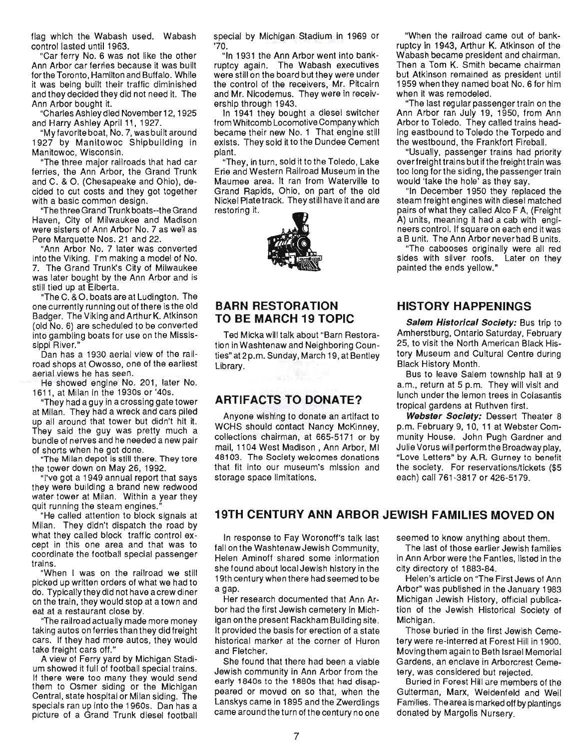flag which the Wabash used. Wabash control lasted until 1963.

"Car ferry No. 6 was not like the other Ann Arbor car ferries because it was built for the Toronto, Hamilton and Buffalo. While it was being built their traffic diminished and they decided they did not need it. The Ann Arbor bought it.

"Charles Ashley died November 12, 1925 and Harry Ashley April 11, 1927.

"My favorite boat, No. 7, was built around 1927 by Manitowoc Shipbuilding in Manitowoc, Wisconsin.

"The three major railroads that had car ferries, the Ann Arbor, the Grand Trunk and C. & O. (Chesapeake and Ohio), decided to cut costs and they got together with a basic common design.

"The three Grand Trunk boats--the Grand Haven, City of Milwaukee and Madison were sisters of Ann Arbor No. 7 as we'll as Pere Marquette Nos. 21 and 22.

"Ann Arbor No. 7 later was converted into the Viking. I'm making a model of No. 7. The Grand Trunk's City of Milwaukee was later bought by the Ann Arbor and is still tied up at Elberta.

"The C. & O. boats are at Ludington. The one currently running out of there is the old Badger. The Viking and Arthur K. Atkinson (old No. 6) are scheduled to be converted into gambling boats for use on the Mississippi River."

Dan has a 1930 aerial view of the railroad shops at Owosso, one of the earliest aerial views he has seen.

He showed engine No. 201, later No. 1611, at Milan in the 1930s or '40s.

"They had a guy in a crossing gate tower at Milan. They had a wreck and cars piled up all around that tower but didn't hit it. They said the guy was pretty much a bundle of nerves and he needed a new pair of shorts when he got done.

"The Milan depot is still there. They tore the tower down on May 26, 1992.

"I've got a 1949 annual report that says they were building a brand new redwood water tower at Milan. Within a year they quit running the steam engines."

"He called attention to block signals at Milan. They didn't dispatch the road by what they called block traffic control except in this one area and that was to coordinate the football special passenger trains.

"When I was on the railroad we still picked up written orders of what we had to do. Typically they did not have a crew diner on the train, they would stop at a town and eat at a restaurant close by.

"The railroad actually made more money taking autos on ferries than they did freight cars. If they had more autos, they would take freight cars off."

A view of Ferry yard by Michigan Stadium showed it full of football special trains. If there were too many they would send them to Osmer siding or the Michigan Central, state hospital or Milan siding. The specials ran up into the 1960s. Dan has a picture of a Grand Trunk diesel football special by Michigan Stadium in 1969 or '70.

"In 1931 the Ann Arbor went into bankruptcy again. The Wabash executives were still on the board but they were under the control of the receivers, Mr. Pitcairn and Mr. Nicodemus. They were in receivership through 1943.

In 1941 they bought a diesel switcher from Whitcomb Locomotive Company which became their new No. 1 That engine still exists. They sold it to the Dundee Cement plant.

"They, in turn, sold it to the Toledo, Lake Erie and Western Railroad Museum in the Maumee area. It ran from Waterville to Grand Rapids, Ohio, on part of the old Nickel Plate track. They still have it and are restoring it.

"When the railroad came out of bankruptcy in 1943, Arthur K. Atkinson of the Wabash became president and chairman. Then a Tom K. Smith became chairman but Atkinson remained as president until 1959 when they named boat No. 6 for him when it was remodeled.

"The last regular passenger train on the Ann Arbor ran July 19, 1950, from Ann Arbor to Toledo. They called trains heading eastbound to Toledo the Torpedo and the westbound, the Frankfort Fireball.

"Usually, passenger trains had priority over freight trains but if the freight train was too long for the siding, the passenger train would 'take the hole' as they say.

"In December 1950 they replaced the steam freight engines with diesel matched pairs of what they called Alco F A, (Freight A) units, meaning it had a cab with engineers control. If square on each end it was a B unit. The Ann Arbor never had B units.

"The cabooses originally were all red sides with silver roofs. Later on they painted the ends yellow."

## BARN RESTORATION TO BE MARCH 19 TOPIC

Ted Micka will talk about "Barn Restoration in Washtenaw and Neighboring Counties" at 2 p.m. Sunday, March 19, at Bentley Library.

## ARTIFACTS TO DONATE?

Anyone wishing to donate an artifact to WCHS should contact Nancy McKinney, collections chairman, at 665-5171 or by mail, 1104 West Madison , Ann Arbor, MI 48103. The Society welcomes donations that fit into our museum's mission and storage space limitations.

## HISTORY HAPPENINGS

***Salem Historical Society:*** Bus trip to Amherstburg, Ontario Saturday, February 25, to visit the North American Black History Museum and Cultural Centre during Black History Month.

Bus to leave Salem township hall at 9 a.m., return at 5 p.m. They will visit and lunch under the lemon trees in Colasantis tropical gardens at Ruthven first.

***Webster Society:*** Dessert Theater 8 p.m. February 9, 10, 11 at Webster Community House. John Pugh Gardner and Julie Vorus will perform the Broadway play, "Love Letters" by A.R. Gurney to benefit the society. For reservations/tickets ($5 each) call 761-3817 or 426-5179.

## 19TH CENTURY ANN ARBOR JEWISH FAMILIES MOVED ON

In response to Fay Woronoff's talk last fall on the Washtenaw Jewish Community, Helen Aminoff shared some information she found about local Jewish history in the 19th century when there had seemed to be a gap.

Her research documented that Ann Arbor had the first Jewish cemetery in Michigan on the present Rackham Building site. It provided the basis for erection of a state historical marker at the corner of Huron and Fletcher.

She found that there had been a viable Jewish community in Ann Arbor from the early 1840s to the 1880s that had disappeared or moved on so that, when the Lanskys came in 1895 and the Zwerdlings came around the turn of the century no one seemed to know anything about them.

The last of those earlier Jewish families in Ann Arbor were the Fantles, listed in the city directory of 1883-84.

Helen's article on "The First Jews of Ann Arbor" was published in the January 1983 Michigan Jewish History, official publication of the Jewish Historical Society of Michigan.

Those buried in the first Jewish Cemetery were re-interred at Forest Hill in 1900. Moving them again to Beth Israel Memorial Gardens, an enclave in Arborcrest Cemetery, was considered but rejected.

Buried in Forest Hill are members of the Gutterman, Marx, Weidenfeld and Weil Families. The area is marked off by plantings donated by Margolis Nursery.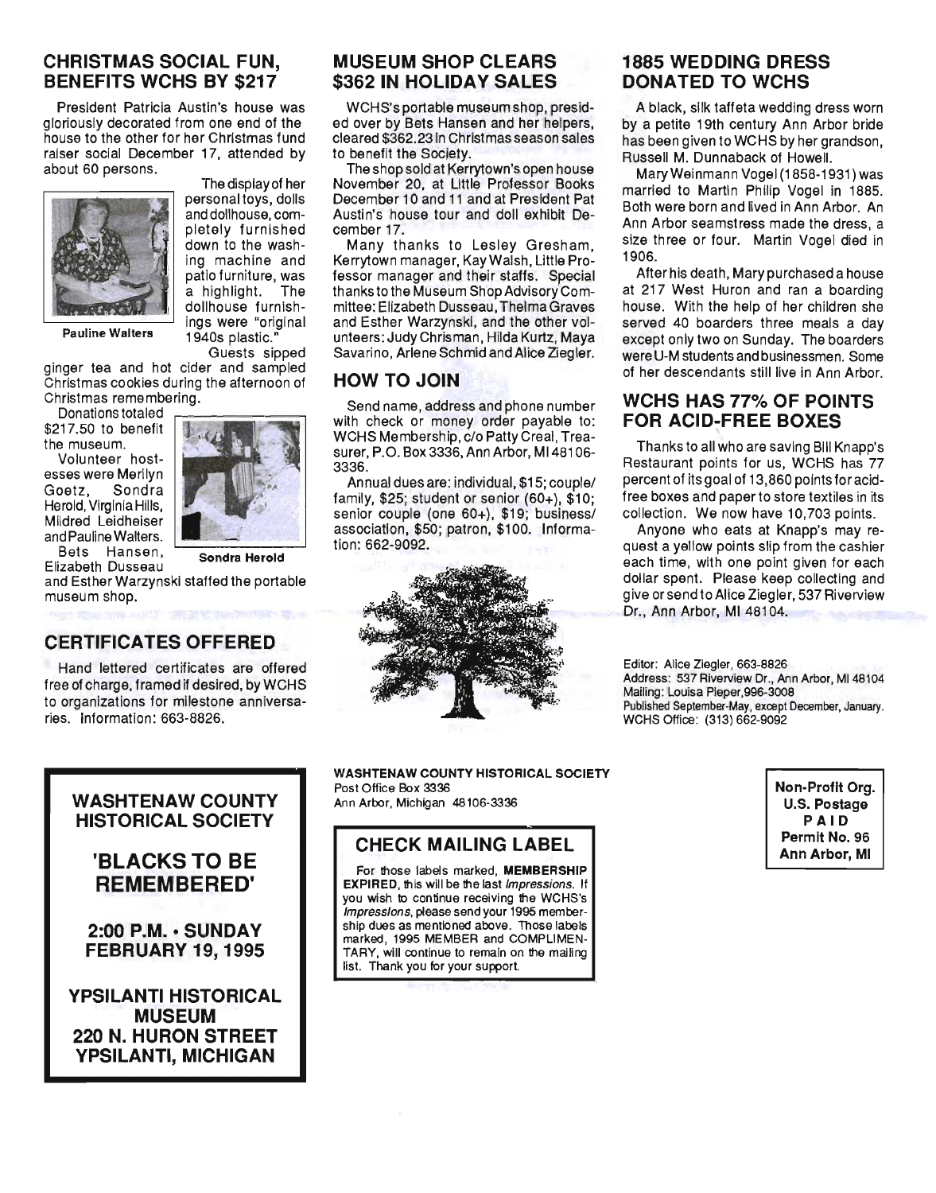## CHRISTMAS SOCIAL FUN, BENEFITS WCHS BY $217

President Patricia Austin's house was gloriously decorated from one end of the house to the other for her Christmas fund raiser social December 17, attended by about 60 persons.

Pauline Walters

The display of her personal toys, dolls and dollhouse, completely furnished down to the washing machine and patio furniture, was a highlight. The dollhouse furnishings were "original 1940s plastic."

Guests sipped ginger tea and hot cider and sampled Christmas cookies during the afternoon of Christmas remembering.

Donations totaled $217.50 to benefit the museum.

Volunteer hostesses were Merilyn Goetz, Sondra Herold, Virginia Hills, Mildred Leidheiser and Pauline Walters.

Sondra Herold

Bets Hansen, Elizabeth Dusseau and Esther Warzynski staffed the portable museum shop.

## CERTIFICATES OFFERED

Hand lettered certificates are offered free of charge, framed if desired, by WCHS to organizations for milestone anniversaries. Information: 663-8826.

## MUSEUM SHOP CLEARS $362 IN HOLIDAY SALES

WCHS's portable museum shop, presided over by Bets Hansen and her helpers, cleared $362.23 in Christmas season sales to benefit the Society.

The shop sold at Kerrytown's open house November 20, at Little Professor Books December 10 and 11 and at President Pat Austin's house tour and doll exhibit December 17.

Many thanks to Lesley Gresham, Kerrytown manager, Kay Walsh, Little Professor manager and their staffs. Special thanks to the Museum Shop Advisory Committee: Elizabeth Dusseau, Thelma Graves and Esther Warzynski, and the other volunteers: Judy Chrisman, Hilda Kurtz, Maya Savarino, Arlene Schmid and Alice Ziegler.

## HOW TO JOIN

Send name, address and phone number with check or money order payable to: WCHS Membership, c/o Patty Creal, Treasurer, P.O. Box 3336, Ann Arbor, MI 48106-3336.

Annual dues are: individual, $15; couple/family, $25; student or senior (60+), $10; senior couple (one 60+), $19; business/association, $50; patron, $100. Information: 662-9092.

## 1885 WEDDING DRESS DONATED TO WCHS

A black, silk taffeta wedding dress worn by a petite 19th century Ann Arbor bride has been given to WCHS by her grandson, Russell M. Dunnaback of Howell.

Mary Weinmann Vogel (1858-1931) was married to Martin Philip Vogel in 1885. Both were born and lived in Ann Arbor. An Ann Arbor seamstress made the dress, a size three or four. Martin Vogel died in 1906.

After his death, Mary purchased a house at 217 West Huron and ran a boarding house. With the help of her children she served 40 boarders three meals a day except only two on Sunday. The boarders were U-M students and businessmen. Some of her descendants still live in Ann Arbor.

## WCHS HAS 77% OF POINTS FOR ACID-FREE BOXES

Thanks to all who are saving Bill Knapp's Restaurant points for us, WCHS has 77 percent of its goal of 13,860 points for acid-free boxes and paper to store textiles in its collection. We now have 10,703 points.

Anyone who eats at Knapp's may request a yellow points slip from the cashier each time, with one point given for each dollar spent. Please keep collecting and give or send to Alice Ziegler, 537 Riverview Dr., Ann Arbor, MI 48104.

Editor: Alice Ziegler, 663-8826
Address: 537 Riverview Dr., Ann Arbor, MI 48104
Mailing: Louisa Pieper, 996-3008
Published September-May, except December, January.
WCHS Office: (313) 662-9092

**WASHTENAW COUNTY HISTORICAL SOCIETY**

**'BLACKS TO BE REMEMBERED'**

**2:00 P.M. • SUNDAY FEBRUARY 19, 1995**

**YPSILANTI HISTORICAL MUSEUM**
**220 N. HURON STREET**
**YPSILANTI, MICHIGAN**

**WASHTENAW COUNTY HISTORICAL SOCIETY**
Post Office Box 3336
Ann Arbor, Michigan 48106-3336

### CHECK MAILING LABEL

For those labels marked, **MEMBERSHIP EXPIRED**, this will be the last *Impressions*. If you wish to continue receiving the WCHS's *Impressions*, please send your 1995 membership dues as mentioned above. Those labels marked, 1995 MEMBER and COMPLIMENTARY, will continue to remain on the mailing list. Thank you for your support.

**Non-Profit Org.**
**U.S. Postage**
**PAID**
**Permit No. 96**
**Ann Arbor, MI**